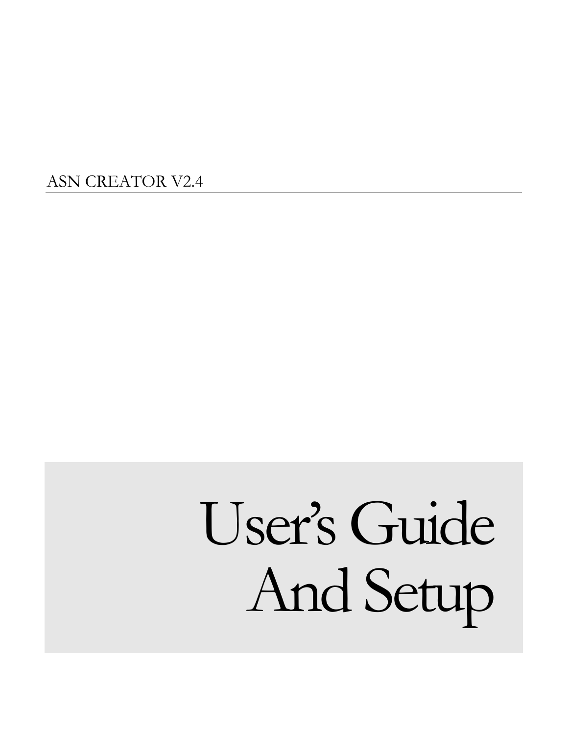ASN CREATOR V2.4

# User's Guide And Setup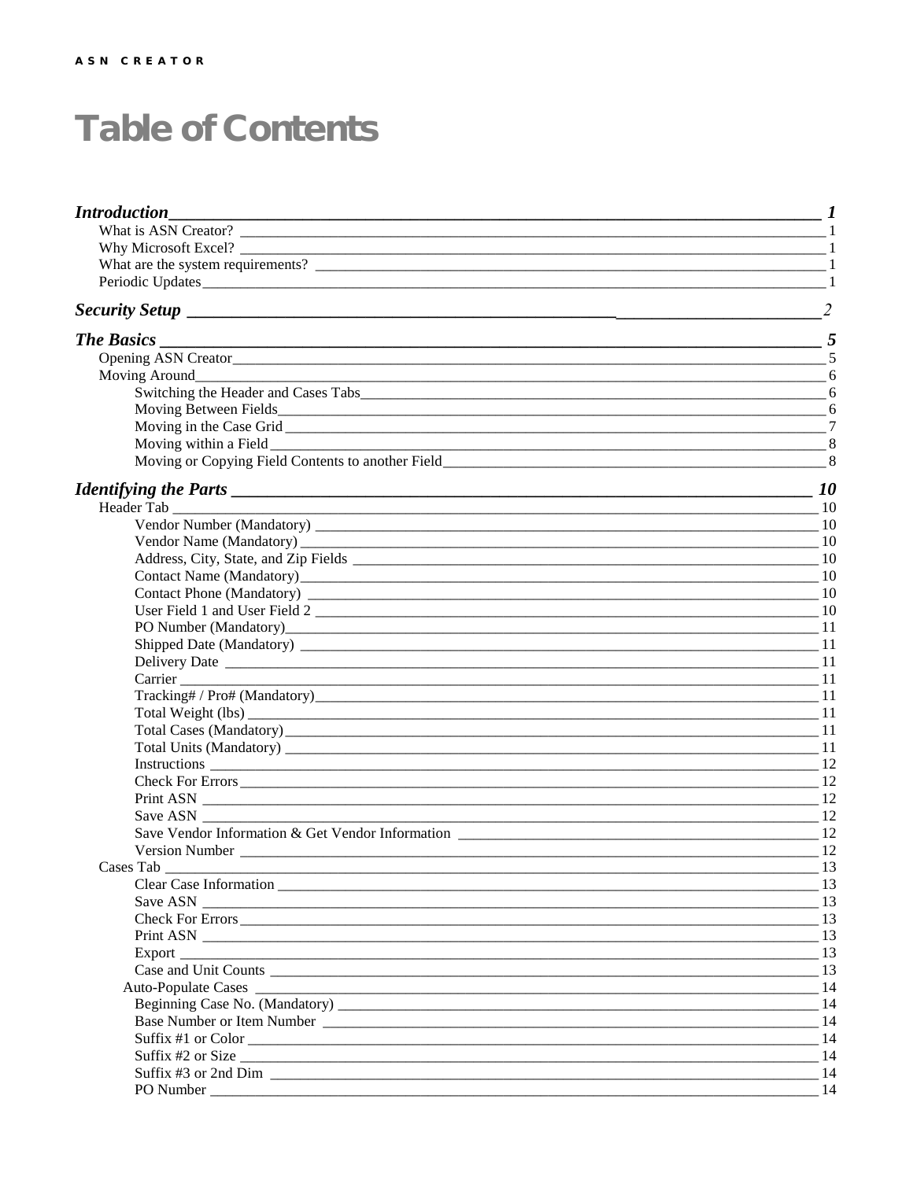# Table of Contents

**Introduction** — 1

- What is ASN Creator? — 1
- Why Microsoft Excel? — 1
- What are the system requirements? — 1
- Periodic Updates — 1

**Security Setup** — 2

**The Basics** — 5

- Opening ASN Creator — 5
- Moving Around — 6
  - Switching the Header and Cases Tabs — 6
  - Moving Between Fields — 6
  - Moving in the Case Grid — 7
  - Moving within a Field — 8
  - Moving or Copying Field Contents to another Field — 8

**Identifying the Parts** — 10

- Header Tab — 10
  - Vendor Number (Mandatory) — 10
  - Vendor Name (Mandatory) — 10
  - Address, City, State, and Zip Fields — 10
  - Contact Name (Mandatory) — 10
  - Contact Phone (Mandatory) — 10
  - User Field 1 and User Field 2 — 10
  - PO Number (Mandatory) — 11
  - Shipped Date (Mandatory) — 11
  - Delivery Date — 11
  - Carrier — 11
  - Tracking# / Pro# (Mandatory) — 11
  - Total Weight (lbs) — 11
  - Total Cases (Mandatory) — 11
  - Total Units (Mandatory) — 11
  - Instructions — 12
  - Check For Errors — 12
  - Print ASN — 12
  - Save ASN — 12
  - Save Vendor Information & Get Vendor Information — 12
  - Version Number — 12
- Cases Tab — 13
  - Clear Case Information — 13
  - Save ASN — 13
  - Check For Errors — 13
  - Print ASN — 13
  - Export — 13
  - Case and Unit Counts — 13
  - Auto-Populate Cases — 14
  - Beginning Case No. (Mandatory) — 14
  - Base Number or Item Number — 14
  - Suffix #1 or Color — 14
  - Suffix #2 or Size — 14
  - Suffix #3 or 2nd Dim — 14
  - PO Number — 14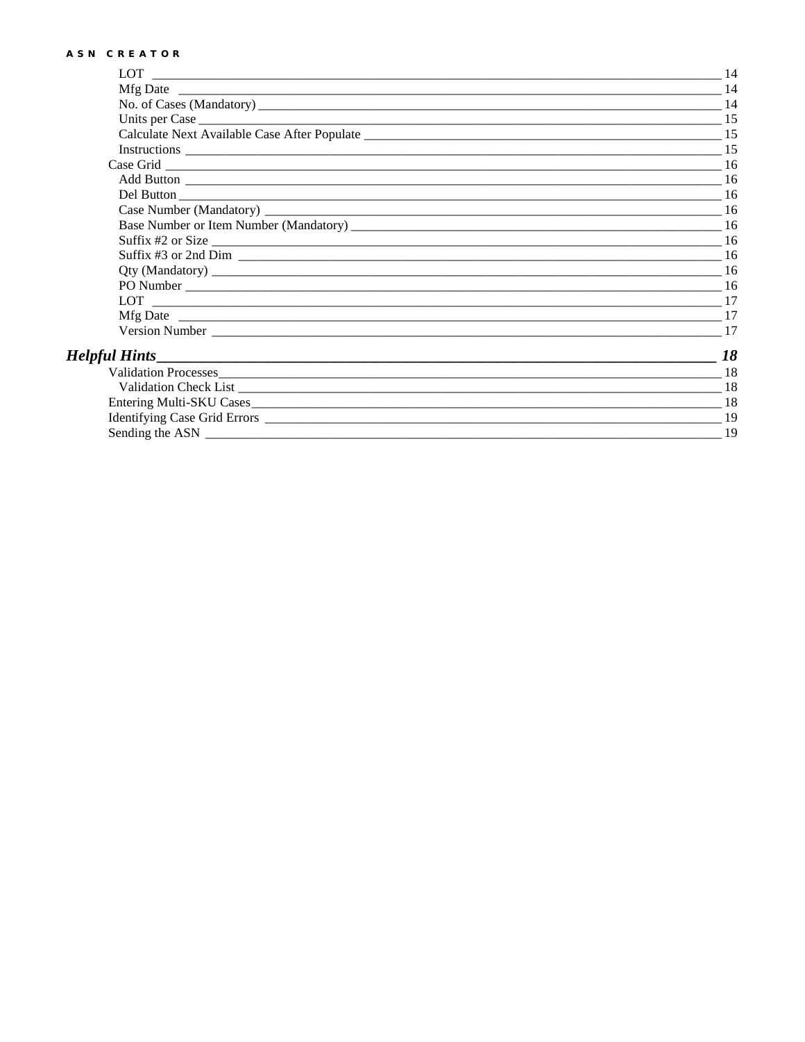LOT 14
Mfg Date 14
No. of Cases (Mandatory) 14
Units per Case 15
Calculate Next Available Case After Populate 15
Instructions 15
Case Grid 16
Add Button 16
Del Button 16
Case Number (Mandatory) 16
Base Number or Item Number (Mandatory) 16
Suffix #2 or Size 16
Suffix #3 or 2nd Dim 16
Qty (Mandatory) 16
PO Number 16
LOT 17
Mfg Date 17
Version Number 17

***Helpful Hints 18***

Validation Processes 18
Validation Check List 18
Entering Multi-SKU Cases 18
Identifying Case Grid Errors 19
Sending the ASN 19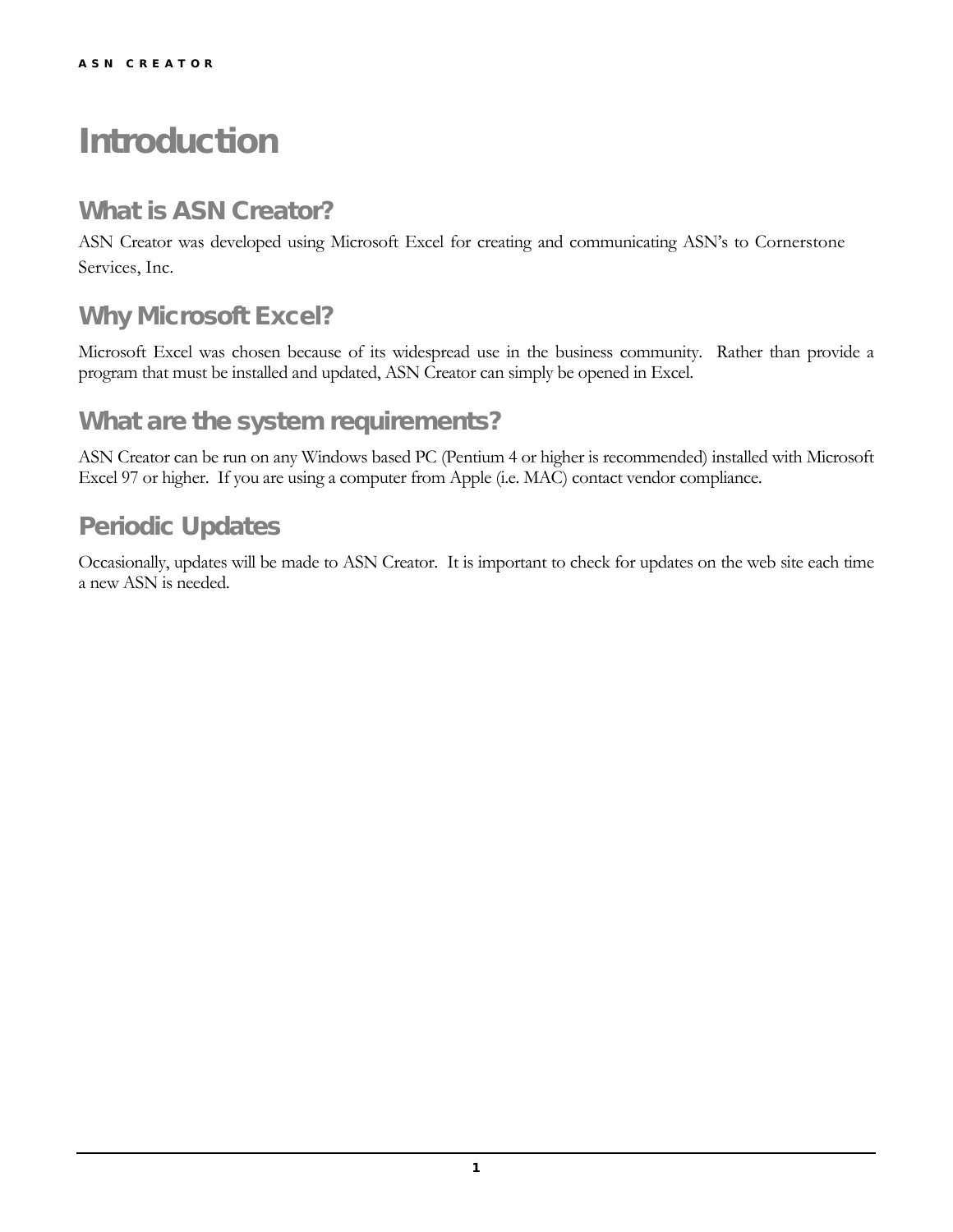# Introduction

## What is ASN Creator?

ASN Creator was developed using Microsoft Excel for creating and communicating ASN's to Cornerstone Services, Inc.

## Why Microsoft Excel?

Microsoft Excel was chosen because of its widespread use in the business community. Rather than provide a program that must be installed and updated, ASN Creator can simply be opened in Excel.

## What are the system requirements?

ASN Creator can be run on any Windows based PC (Pentium 4 or higher is recommended) installed with Microsoft Excel 97 or higher. If you are using a computer from Apple (i.e. MAC) contact vendor compliance.

## Periodic Updates

Occasionally, updates will be made to ASN Creator. It is important to check for updates on the web site each time a new ASN is needed.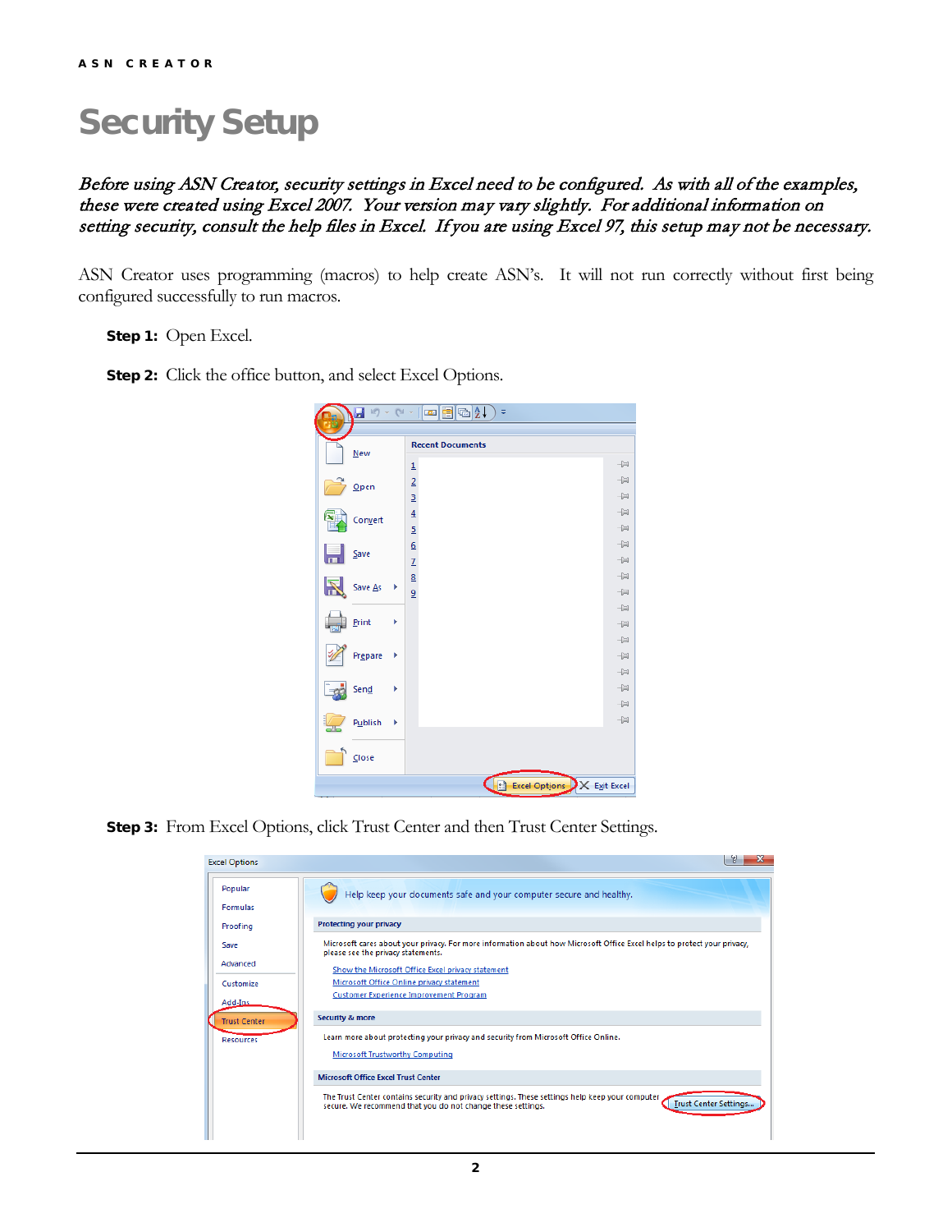# Security Setup

*Before using ASN Creator, security settings in Excel need to be configured. As with all of the examples, these were created using Excel 2007. Your version may vary slightly. For additional information on setting security, consult the help files in Excel. If you are using Excel 97, this setup may not be necessary.*

ASN Creator uses programming (macros) to help create ASN's. It will not run correctly without first being configured successfully to run macros.

**Step 1:** Open Excel.

**Step 2:** Click the office button, and select Excel Options.

**Step 3:** From Excel Options, click Trust Center and then Trust Center Settings.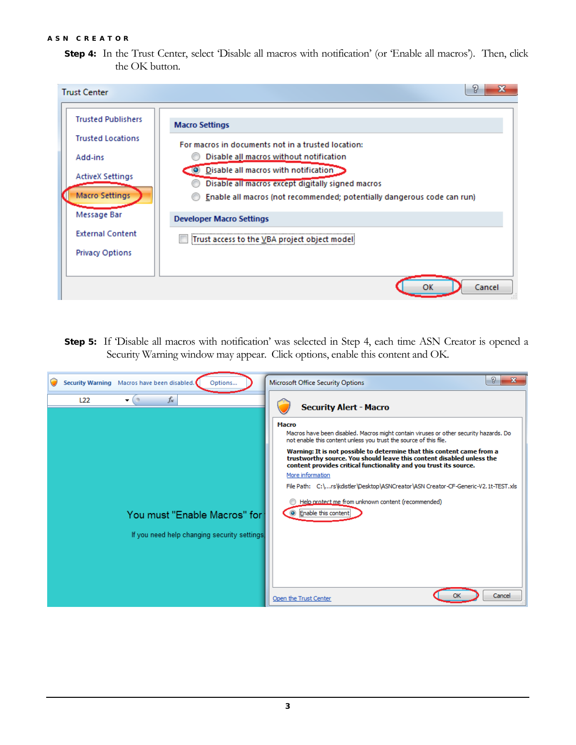**Step 4:** In the Trust Center, select 'Disable all macros with notification' (or 'Enable all macros'). Then, click the OK button.

**Step 5:** If 'Disable all macros with notification' was selected in Step 4, each time ASN Creator is opened a Security Warning window may appear. Click options, enable this content and OK.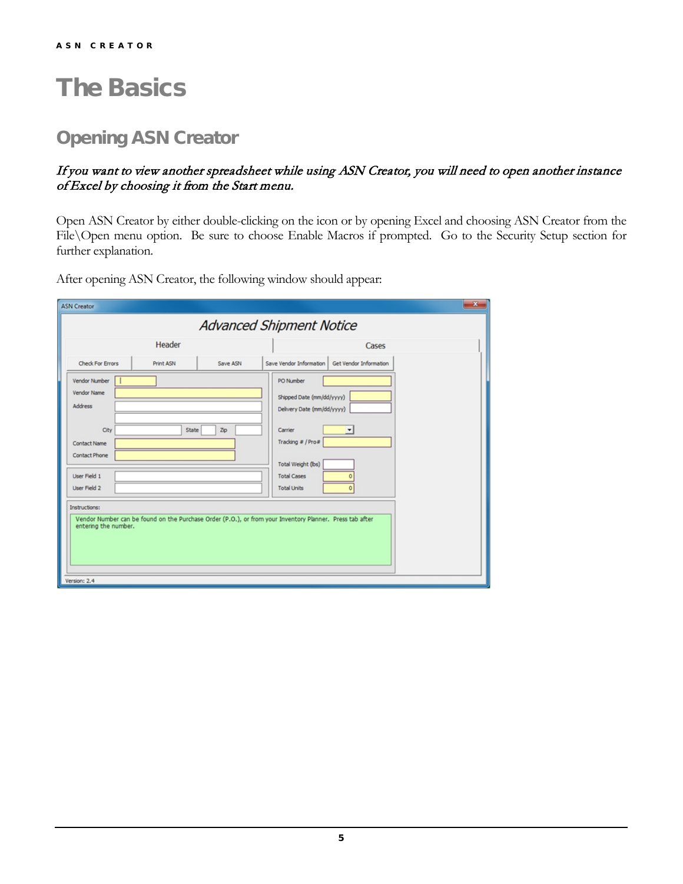# The Basics

## Opening ASN Creator

***If you want to view another spreadsheet while using ASN Creator, you will need to open another instance of Excel by choosing it from the Start menu.***

Open ASN Creator by either double-clicking on the icon or by opening Excel and choosing ASN Creator from the File\Open menu option. Be sure to choose Enable Macros if prompted. Go to the Security Setup section for further explanation.

After opening ASN Creator, the following window should appear: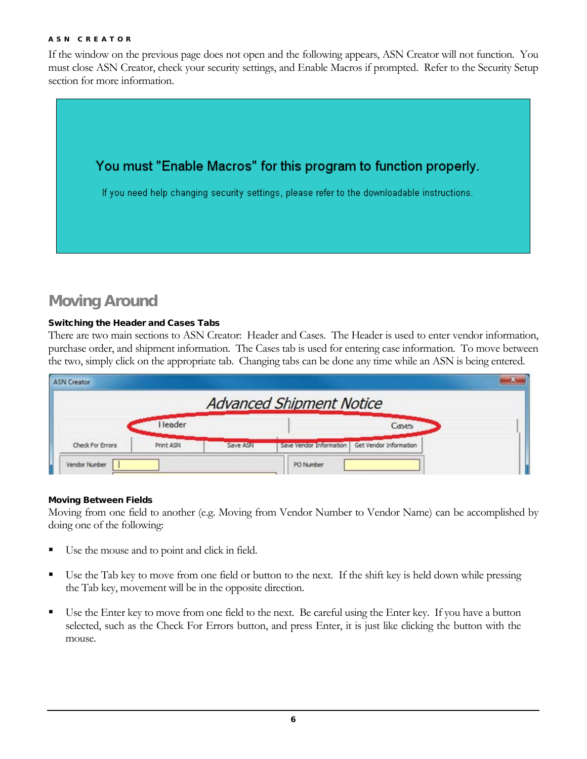If the window on the previous page does not open and the following appears, ASN Creator will not function. You must close ASN Creator, check your security settings, and Enable Macros if prompted. Refer to the Security Setup section for more information.

You must "Enable Macros" for this program to function properly.

If you need help changing security settings, please refer to the downloadable instructions.

## Moving Around

### Switching the Header and Cases Tabs

There are two main sections to ASN Creator: Header and Cases. The Header is used to enter vendor information, purchase order, and shipment information. The Cases tab is used for entering case information. To move between the two, simply click on the appropriate tab. Changing tabs can be done any time while an ASN is being entered.

### Moving Between Fields

Moving from one field to another (e.g. Moving from Vendor Number to Vendor Name) can be accomplished by doing one of the following:

- Use the mouse and to point and click in field.
- Use the Tab key to move from one field or button to the next. If the shift key is held down while pressing the Tab key, movement will be in the opposite direction.
- Use the Enter key to move from one field to the next. Be careful using the Enter key. If you have a button selected, such as the Check For Errors button, and press Enter, it is just like clicking the button with the mouse.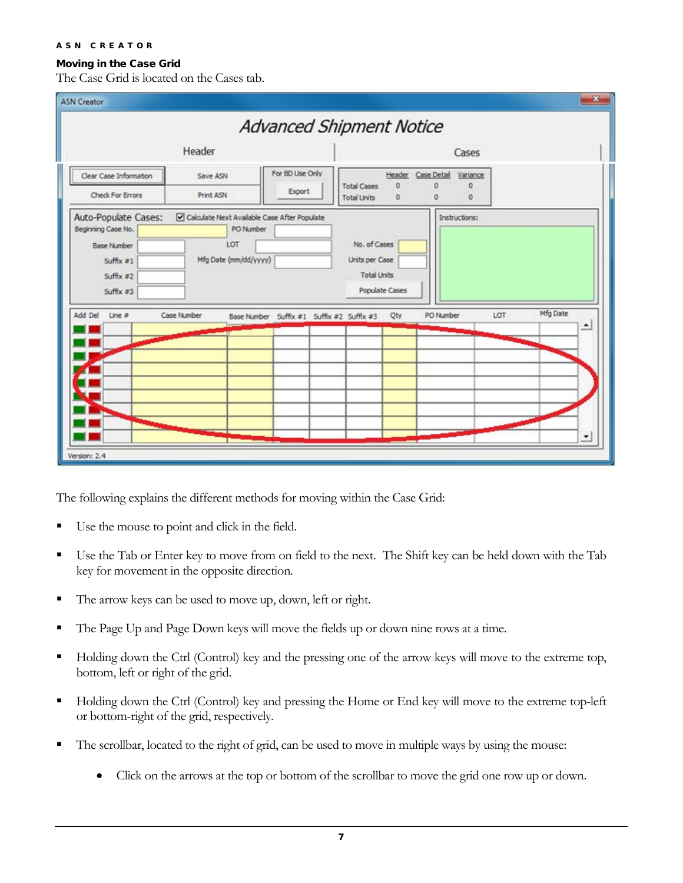## Moving in the Case Grid

The Case Grid is located on the Cases tab.

The following explains the different methods for moving within the Case Grid:

- Use the mouse to point and click in the field.
- Use the Tab or Enter key to move from on field to the next. The Shift key can be held down with the Tab key for movement in the opposite direction.
- The arrow keys can be used to move up, down, left or right.
- The Page Up and Page Down keys will move the fields up or down nine rows at a time.
- Holding down the Ctrl (Control) key and the pressing one of the arrow keys will move to the extreme top, bottom, left or right of the grid.
- Holding down the Ctrl (Control) key and pressing the Home or End key will move to the extreme top-left or bottom-right of the grid, respectively.
- The scrollbar, located to the right of grid, can be used to move in multiple ways by using the mouse:
  - Click on the arrows at the top or bottom of the scrollbar to move the grid one row up or down.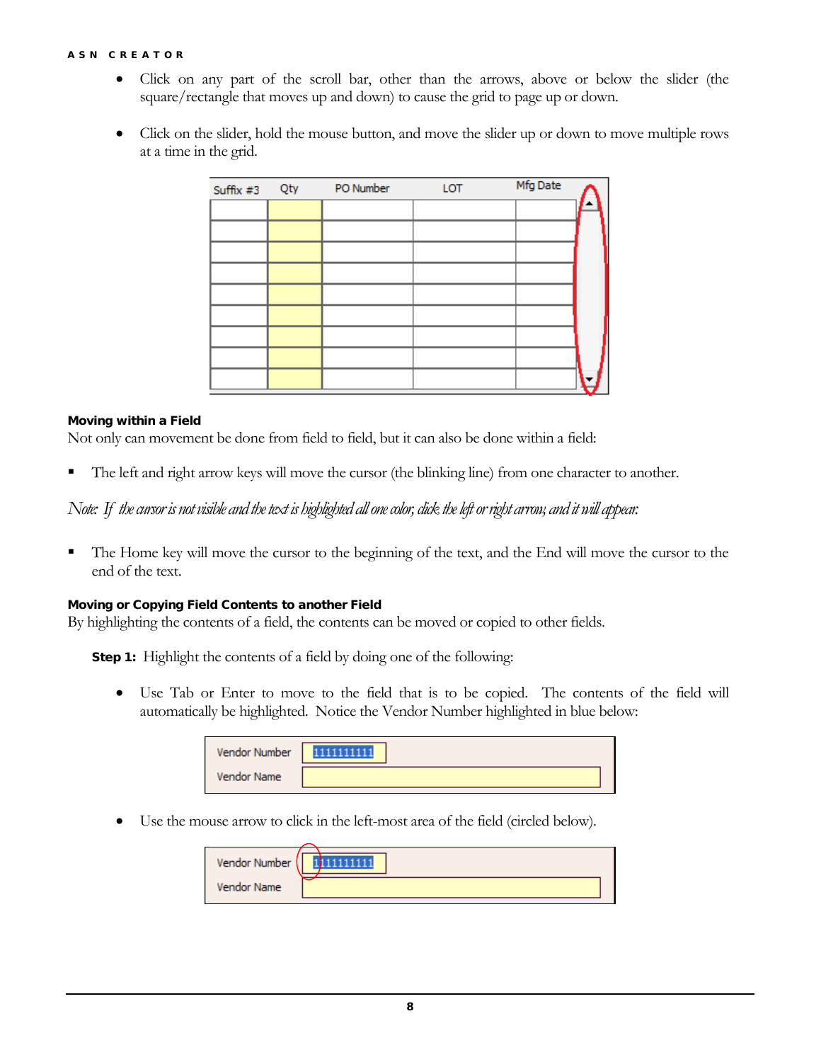- Click on any part of the scroll bar, other than the arrows, above or below the slider (the square/rectangle that moves up and down) to cause the grid to page up or down.

- Click on the slider, hold the mouse button, and move the slider up or down to move multiple rows at a time in the grid.

#### Moving within a Field

Not only can movement be done from field to field, but it can also be done within a field:

- The left and right arrow keys will move the cursor (the blinking line) from one character to another.

*Note: If the cursor is not visible and the text is highlighted all one color, click the left or right arrow, and it will appear.*

- The Home key will move the cursor to the beginning of the text, and the End will move the cursor to the end of the text.

#### Moving or Copying Field Contents to another Field

By highlighting the contents of a field, the contents can be moved or copied to other fields.

**Step 1:** Highlight the contents of a field by doing one of the following:

- Use Tab or Enter to move to the field that is to be copied. The contents of the field will automatically be highlighted. Notice the Vendor Number highlighted in blue below:

- Use the mouse arrow to click in the left-most area of the field (circled below).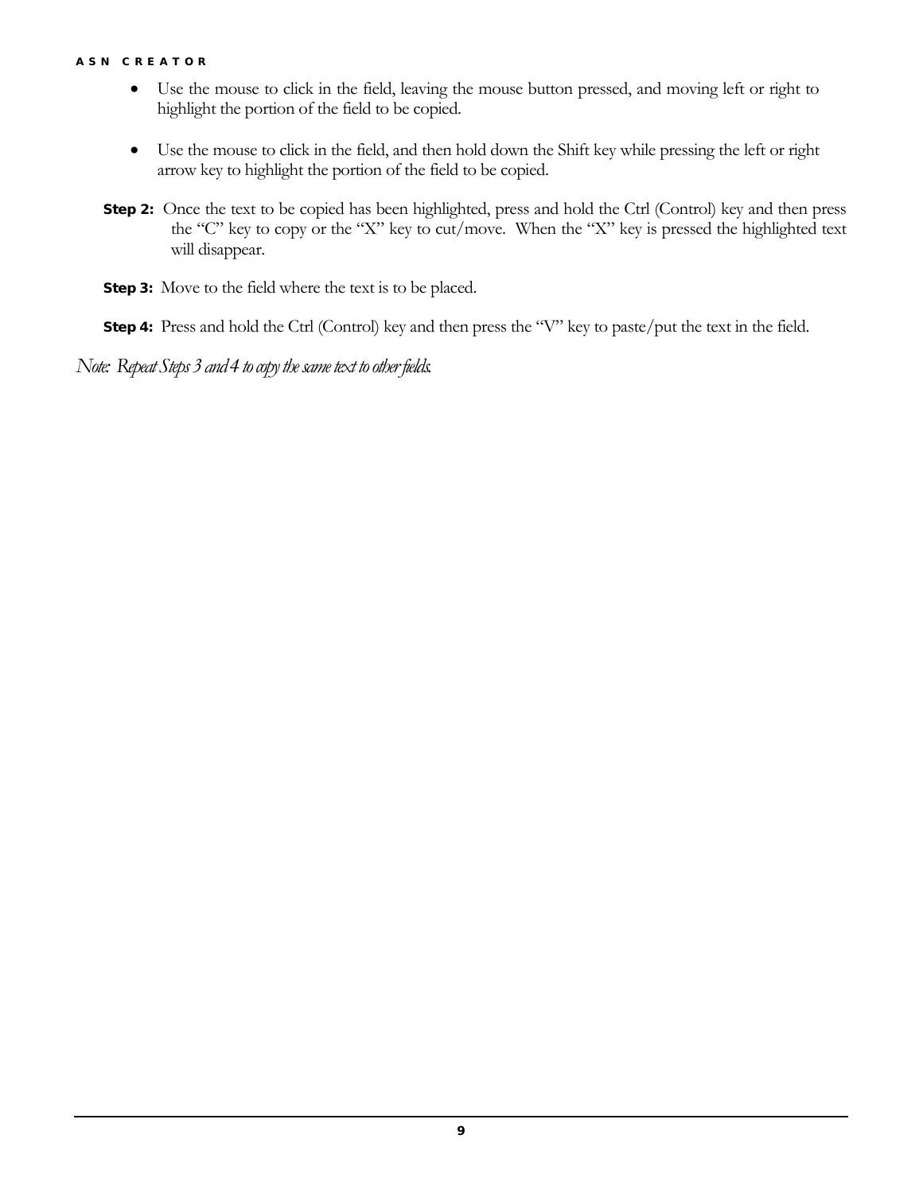- Use the mouse to click in the field, leaving the mouse button pressed, and moving left or right to highlight the portion of the field to be copied.

- Use the mouse to click in the field, and then hold down the Shift key while pressing the left or right arrow key to highlight the portion of the field to be copied.

**Step 2:** Once the text to be copied has been highlighted, press and hold the Ctrl (Control) key and then press the "C" key to copy or the "X" key to cut/move. When the "X" key is pressed the highlighted text will disappear.

**Step 3:** Move to the field where the text is to be placed.

**Step 4:** Press and hold the Ctrl (Control) key and then press the "V" key to paste/put the text in the field.

*Note: Repeat Steps 3 and 4 to copy the same text to other fields.*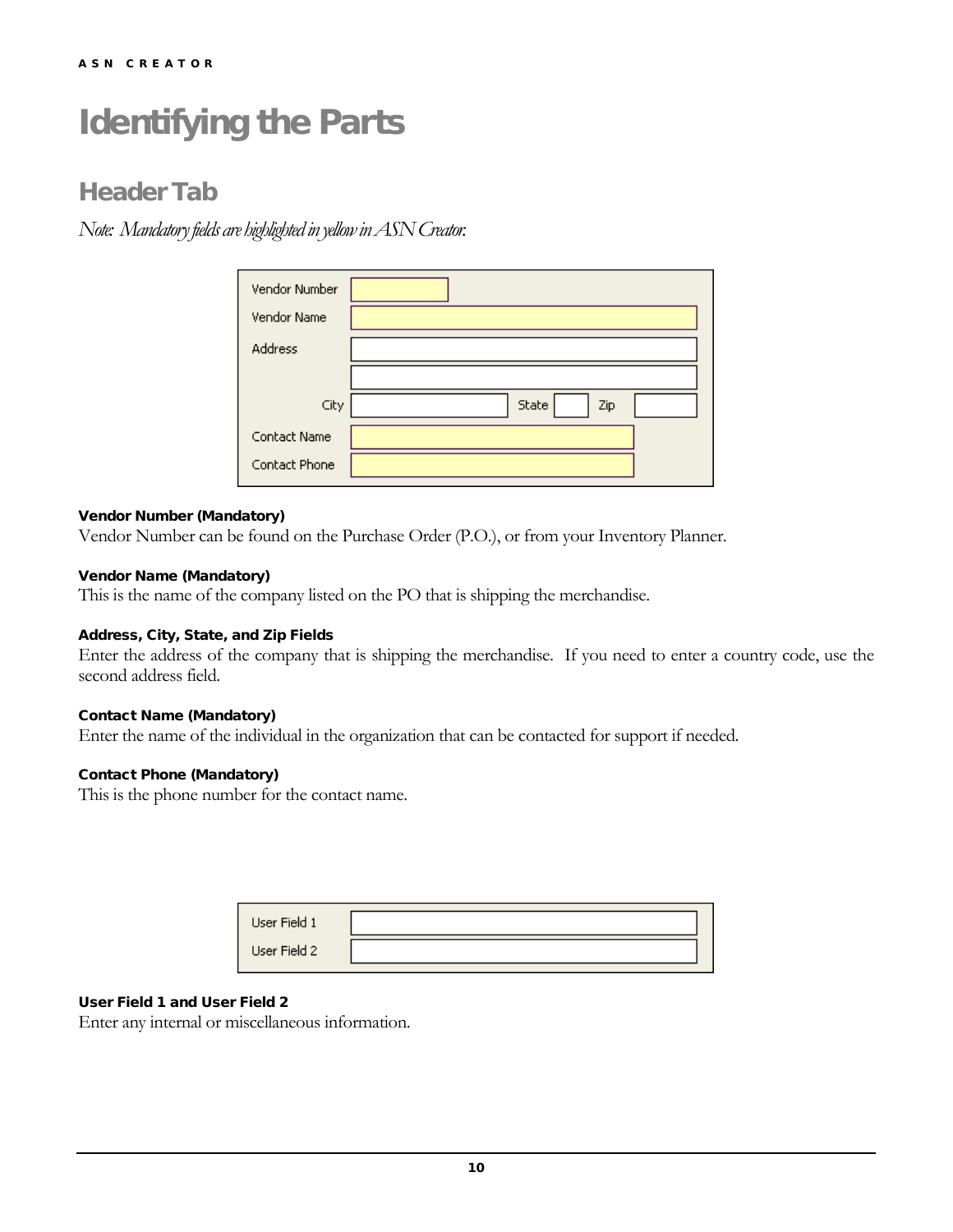# Identifying the Parts

## Header Tab

*Note: Mandatory fields are highlighted in yellow in ASN Creator.*

**Vendor Number (Mandatory)**
Vendor Number can be found on the Purchase Order (P.O.), or from your Inventory Planner.

**Vendor Name (Mandatory)**
This is the name of the company listed on the PO that is shipping the merchandise.

**Address, City, State, and Zip Fields**
Enter the address of the company that is shipping the merchandise. If you need to enter a country code, use the second address field.

**Contact Name (Mandatory)**
Enter the name of the individual in the organization that can be contacted for support if needed.

**Contact Phone (Mandatory)**
This is the phone number for the contact name.

**User Field 1 and User Field 2**
Enter any internal or miscellaneous information.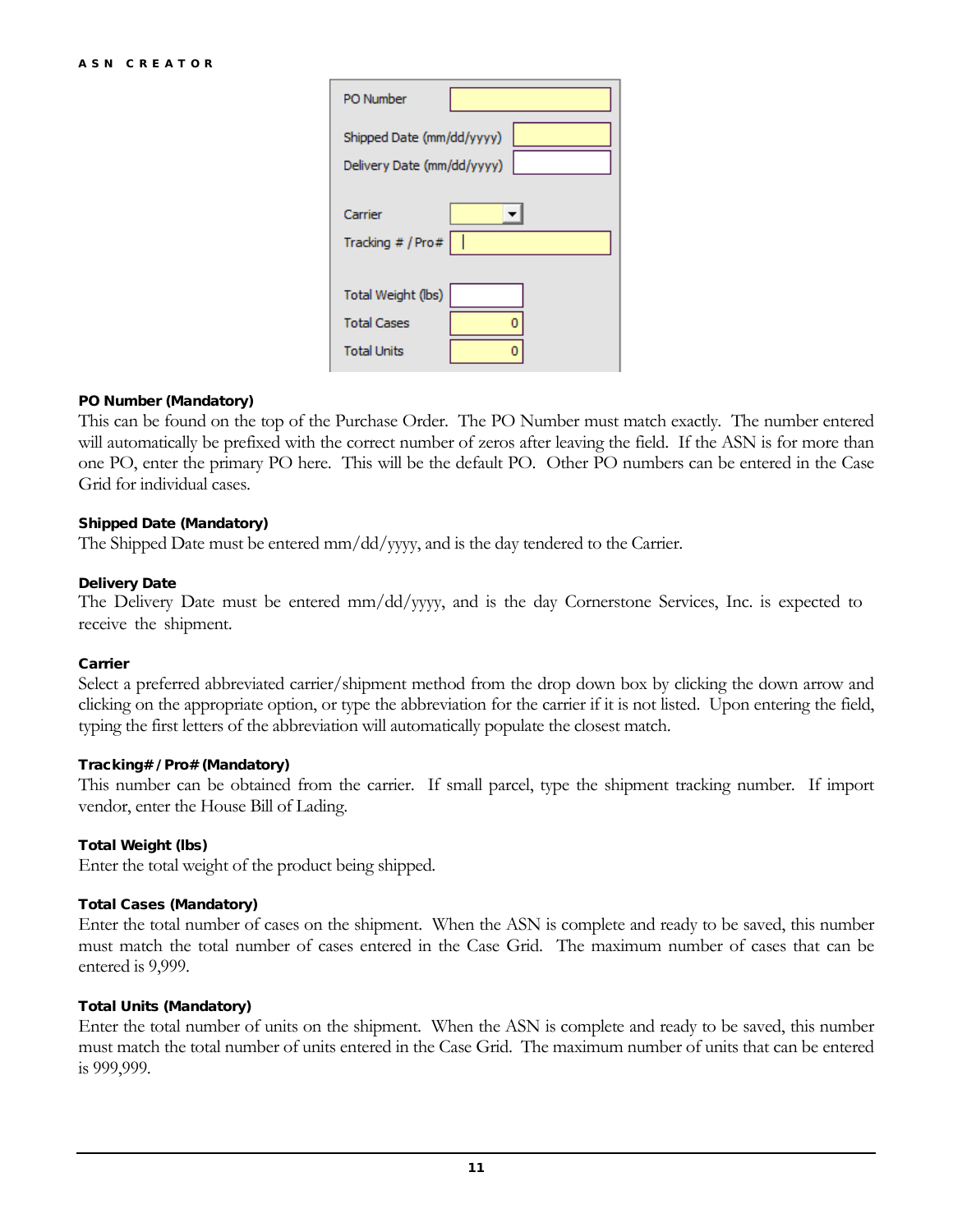PO Number

Shipped Date (mm/dd/yyyy)

Delivery Date (mm/dd/yyyy)

Carrier

Tracking # / Pro#

Total Weight (lbs)

Total Cases 0

Total Units 0

**PO Number (Mandatory)**
This can be found on the top of the Purchase Order. The PO Number must match exactly. The number entered will automatically be prefixed with the correct number of zeros after leaving the field. If the ASN is for more than one PO, enter the primary PO here. This will be the default PO. Other PO numbers can be entered in the Case Grid for individual cases.

**Shipped Date (Mandatory)**
The Shipped Date must be entered mm/dd/yyyy, and is the day tendered to the Carrier.

**Delivery Date**
The Delivery Date must be entered mm/dd/yyyy, and is the day Cornerstone Services, Inc. is expected to receive the shipment.

**Carrier**
Select a preferred abbreviated carrier/shipment method from the drop down box by clicking the down arrow and clicking on the appropriate option, or type the abbreviation for the carrier if it is not listed. Upon entering the field, typing the first letters of the abbreviation will automatically populate the closest match.

**Tracking# / Pro# (Mandatory)**
This number can be obtained from the carrier. If small parcel, type the shipment tracking number. If import vendor, enter the House Bill of Lading.

**Total Weight (lbs)**
Enter the total weight of the product being shipped.

**Total Cases (Mandatory)**
Enter the total number of cases on the shipment. When the ASN is complete and ready to be saved, this number must match the total number of cases entered in the Case Grid. The maximum number of cases that can be entered is 9,999.

**Total Units (Mandatory)**
Enter the total number of units on the shipment. When the ASN is complete and ready to be saved, this number must match the total number of units entered in the Case Grid. The maximum number of units that can be entered is 999,999.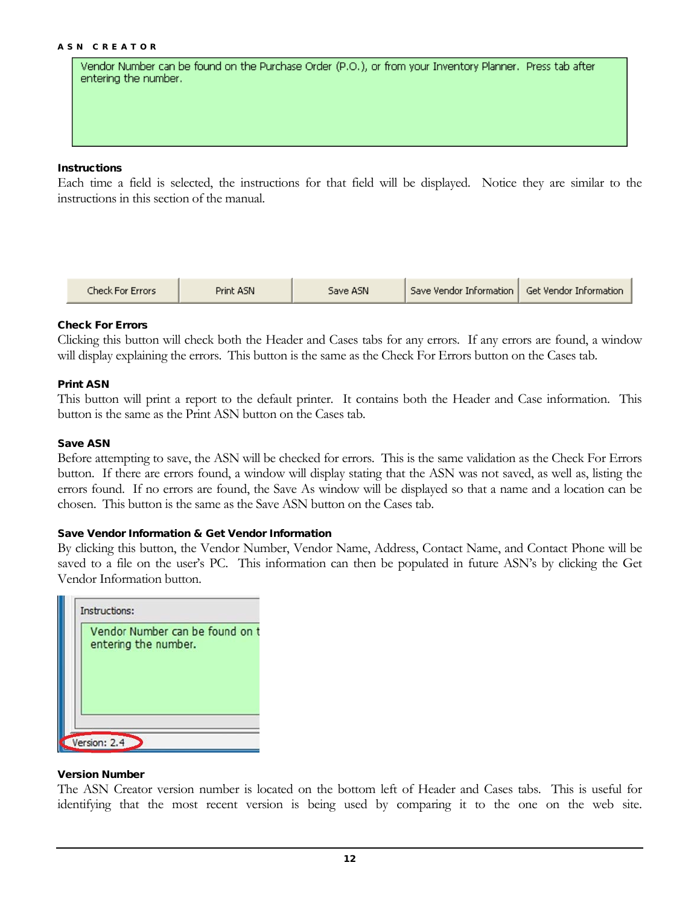Vendor Number can be found on the Purchase Order (P.O.), or from your Inventory Planner. Press tab after entering the number.

**Instructions**

Each time a field is selected, the instructions for that field will be displayed. Notice they are similar to the instructions in this section of the manual.

| Check For Errors | Print ASN | Save ASN | Save Vendor Information | Get Vendor Information |
|---|---|---|---|---|

**Check For Errors**

Clicking this button will check both the Header and Cases tabs for any errors. If any errors are found, a window will display explaining the errors. This button is the same as the Check For Errors button on the Cases tab.

**Print ASN**

This button will print a report to the default printer. It contains both the Header and Case information. This button is the same as the Print ASN button on the Cases tab.

**Save ASN**

Before attempting to save, the ASN will be checked for errors. This is the same validation as the Check For Errors button. If there are errors found, a window will display stating that the ASN was not saved, as well as, listing the errors found. If no errors are found, the Save As window will be displayed so that a name and a location can be chosen. This button is the same as the Save ASN button on the Cases tab.

**Save Vendor Information & Get Vendor Information**

By clicking this button, the Vendor Number, Vendor Name, Address, Contact Name, and Contact Phone will be saved to a file on the user's PC. This information can then be populated in future ASN's by clicking the Get Vendor Information button.

Instructions:

Vendor Number can be found on t
entering the number.

Version: 2.4

**Version Number**

The ASN Creator version number is located on the bottom left of Header and Cases tabs. This is useful for identifying that the most recent version is being used by comparing it to the one on the web site.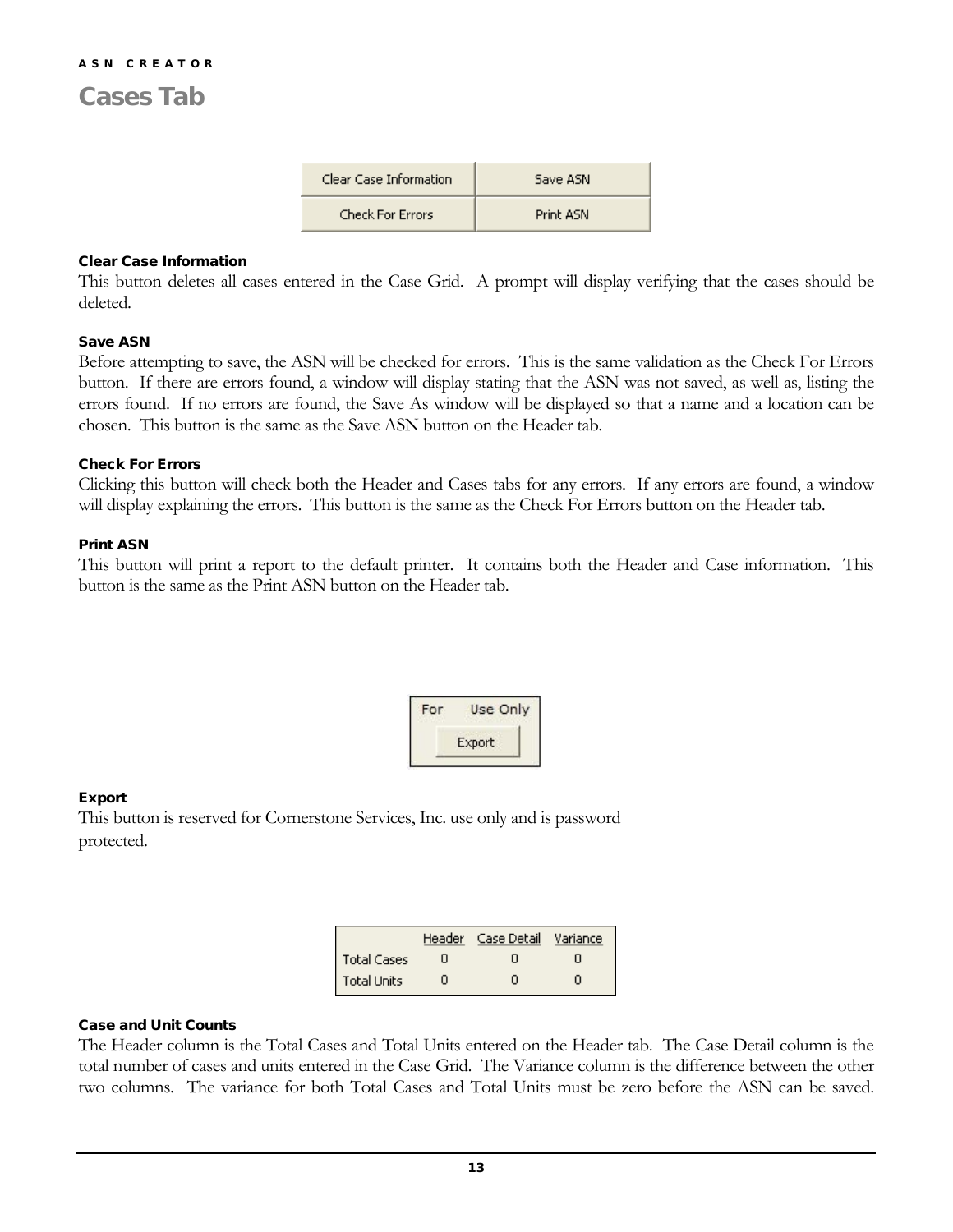# Cases Tab

| Clear Case Information | Save ASN |
| --- | --- |
| Check For Errors | Print ASN |

### Clear Case Information

This button deletes all cases entered in the Case Grid. A prompt will display verifying that the cases should be deleted.

### Save ASN

Before attempting to save, the ASN will be checked for errors. This is the same validation as the Check For Errors button. If there are errors found, a window will display stating that the ASN was not saved, as well as, listing the errors found. If no errors are found, the Save As window will be displayed so that a name and a location can be chosen. This button is the same as the Save ASN button on the Header tab.

### Check For Errors

Clicking this button will check both the Header and Cases tabs for any errors. If any errors are found, a window will display explaining the errors. This button is the same as the Check For Errors button on the Header tab.

### Print ASN

This button will print a report to the default printer. It contains both the Header and Case information. This button is the same as the Print ASN button on the Header tab.

For Use Only

Export

### Export

This button is reserved for Cornerstone Services, Inc. use only and is password protected.

| | Header | Case Detail | Variance |
| --- | --- | --- | --- |
| Total Cases | 0 | 0 | 0 |
| Total Units | 0 | 0 | 0 |

### Case and Unit Counts

The Header column is the Total Cases and Total Units entered on the Header tab. The Case Detail column is the total number of cases and units entered in the Case Grid. The Variance column is the difference between the other two columns. The variance for both Total Cases and Total Units must be zero before the ASN can be saved.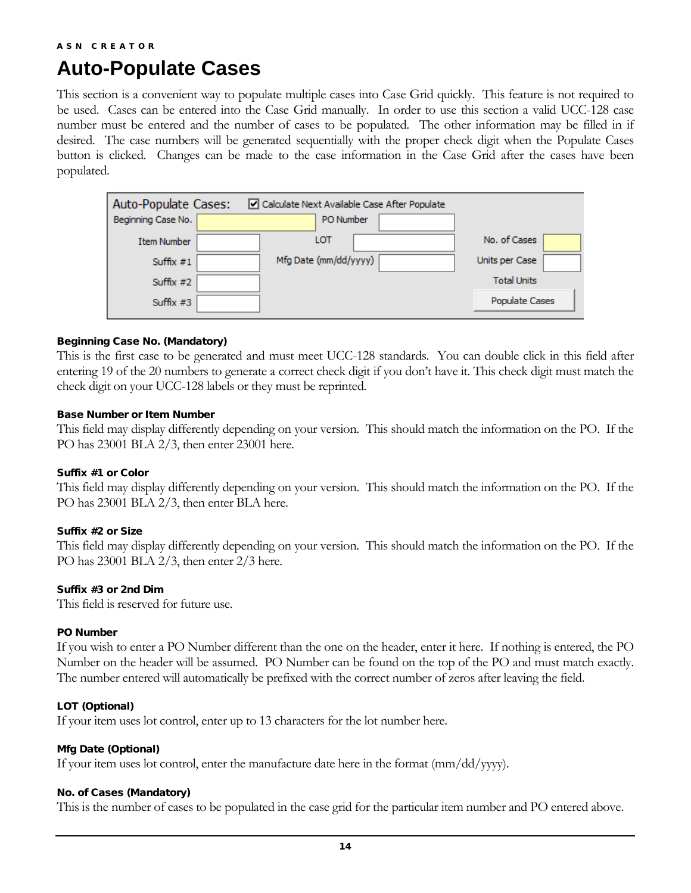# Auto-Populate Cases

This section is a convenient way to populate multiple cases into Case Grid quickly. This feature is not required to be used. Cases can be entered into the Case Grid manually. In order to use this section a valid UCC-128 case number must be entered and the number of cases to be populated. The other information may be filled in if desired. The case numbers will be generated sequentially with the proper check digit when the Populate Cases button is clicked. Changes can be made to the case information in the Case Grid after the cases have been populated.

**Beginning Case No. (Mandatory)**

This is the first case to be generated and must meet UCC-128 standards. You can double click in this field after entering 19 of the 20 numbers to generate a correct check digit if you don't have it. This check digit must match the check digit on your UCC-128 labels or they must be reprinted.

**Base Number or Item Number**

This field may display differently depending on your version. This should match the information on the PO. If the PO has 23001 BLA 2/3, then enter 23001 here.

**Suffix #1 or Color**

This field may display differently depending on your version. This should match the information on the PO. If the PO has 23001 BLA 2/3, then enter BLA here.

**Suffix #2 or Size**

This field may display differently depending on your version. This should match the information on the PO. If the PO has 23001 BLA 2/3, then enter 2/3 here.

**Suffix #3 or 2nd Dim**

This field is reserved for future use.

**PO Number**

If you wish to enter a PO Number different than the one on the header, enter it here. If nothing is entered, the PO Number on the header will be assumed. PO Number can be found on the top of the PO and must match exactly. The number entered will automatically be prefixed with the correct number of zeros after leaving the field.

**LOT (Optional)**

If your item uses lot control, enter up to 13 characters for the lot number here.

**Mfg Date (Optional)**

If your item uses lot control, enter the manufacture date here in the format (mm/dd/yyyy).

**No. of Cases (Mandatory)**

This is the number of cases to be populated in the case grid for the particular item number and PO entered above.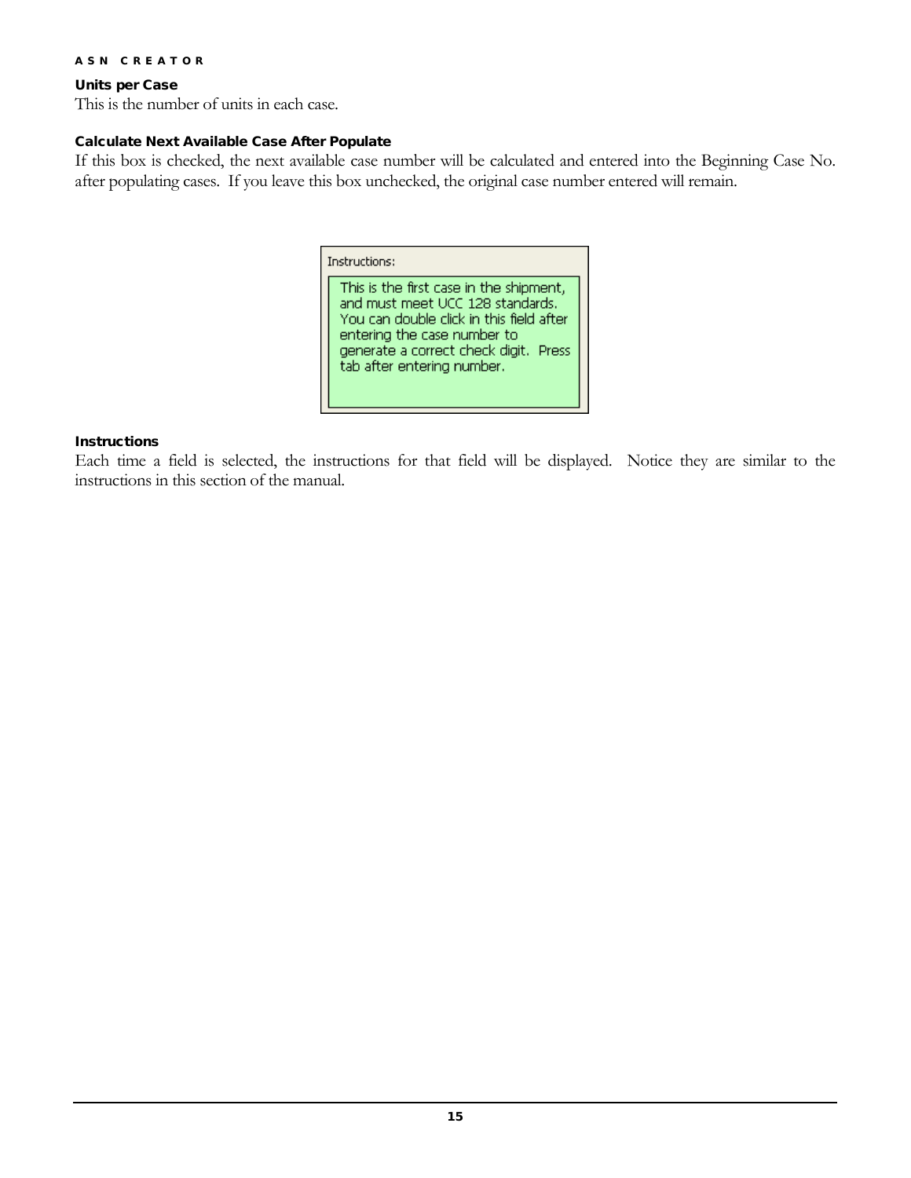### Units per Case

This is the number of units in each case.

### Calculate Next Available Case After Populate

If this box is checked, the next available case number will be calculated and entered into the Beginning Case No. after populating cases. If you leave this box unchecked, the original case number entered will remain.

Instructions:

This is the first case in the shipment, and must meet UCC 128 standards. You can double click in this field after entering the case number to generate a correct check digit. Press tab after entering number.

### Instructions

Each time a field is selected, the instructions for that field will be displayed. Notice they are similar to the instructions in this section of the manual.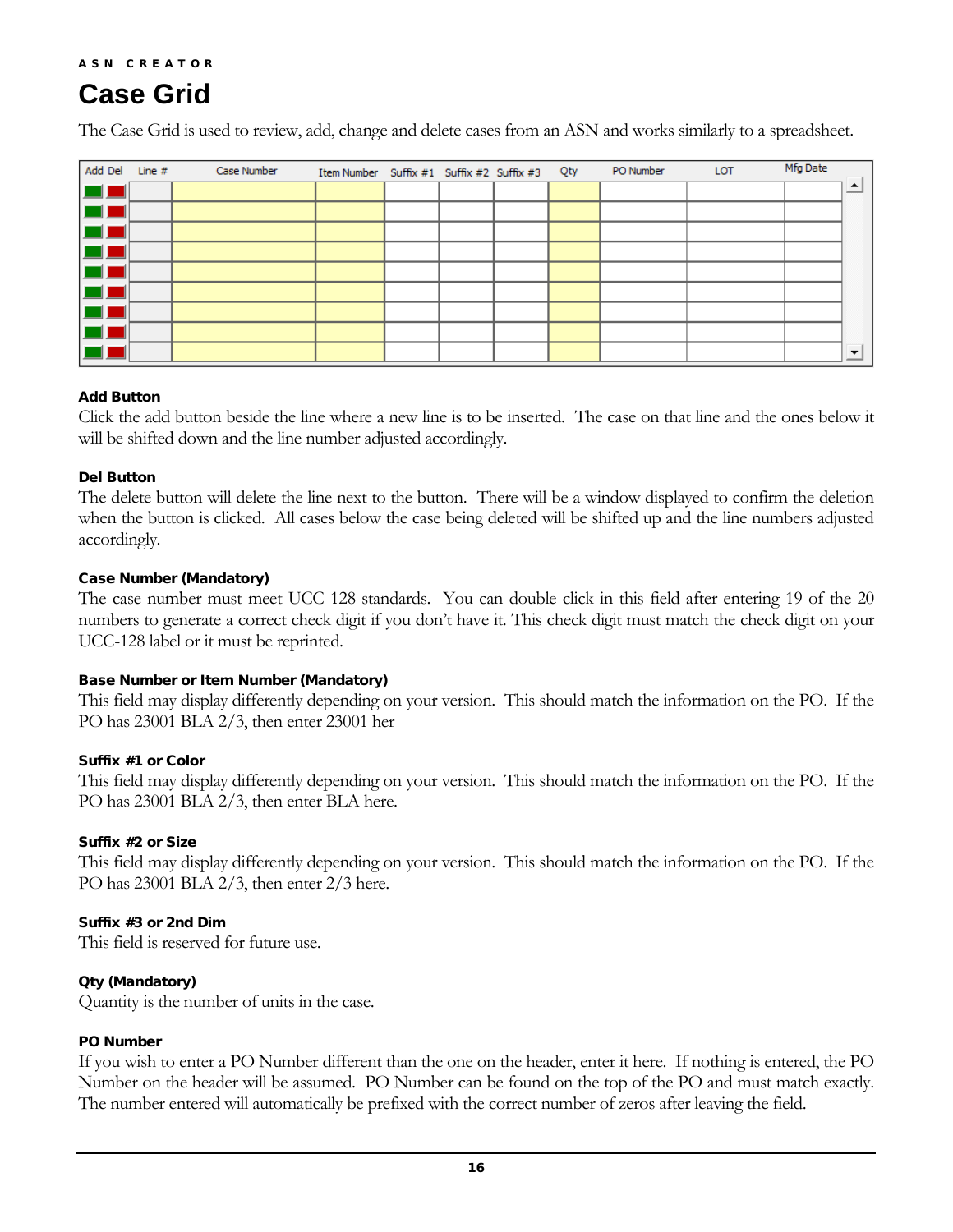# Case Grid

The Case Grid is used to review, add, change and delete cases from an ASN and works similarly to a spreadsheet.

| Add | Del | Line # | Case Number | Item Number | Suffix #1 | Suffix #2 | Suffix #3 | Qty | PO Number | LOT | Mfg Date |
|---|---|---|---|---|---|---|---|---|---|---|---|

### Add Button

Click the add button beside the line where a new line is to be inserted. The case on that line and the ones below it will be shifted down and the line number adjusted accordingly.

### Del Button

The delete button will delete the line next to the button. There will be a window displayed to confirm the deletion when the button is clicked. All cases below the case being deleted will be shifted up and the line numbers adjusted accordingly.

### Case Number (Mandatory)

The case number must meet UCC 128 standards. You can double click in this field after entering 19 of the 20 numbers to generate a correct check digit if you don't have it. This check digit must match the check digit on your UCC-128 label or it must be reprinted.

### Base Number or Item Number (Mandatory)

This field may display differently depending on your version. This should match the information on the PO. If the PO has 23001 BLA 2/3, then enter 23001 her

### Suffix #1 or Color

This field may display differently depending on your version. This should match the information on the PO. If the PO has 23001 BLA 2/3, then enter BLA here.

### Suffix #2 or Size

This field may display differently depending on your version. This should match the information on the PO. If the PO has 23001 BLA 2/3, then enter 2/3 here.

### Suffix #3 or 2nd Dim

This field is reserved for future use.

### Qty (Mandatory)

Quantity is the number of units in the case.

### PO Number

If you wish to enter a PO Number different than the one on the header, enter it here. If nothing is entered, the PO Number on the header will be assumed. PO Number can be found on the top of the PO and must match exactly. The number entered will automatically be prefixed with the correct number of zeros after leaving the field.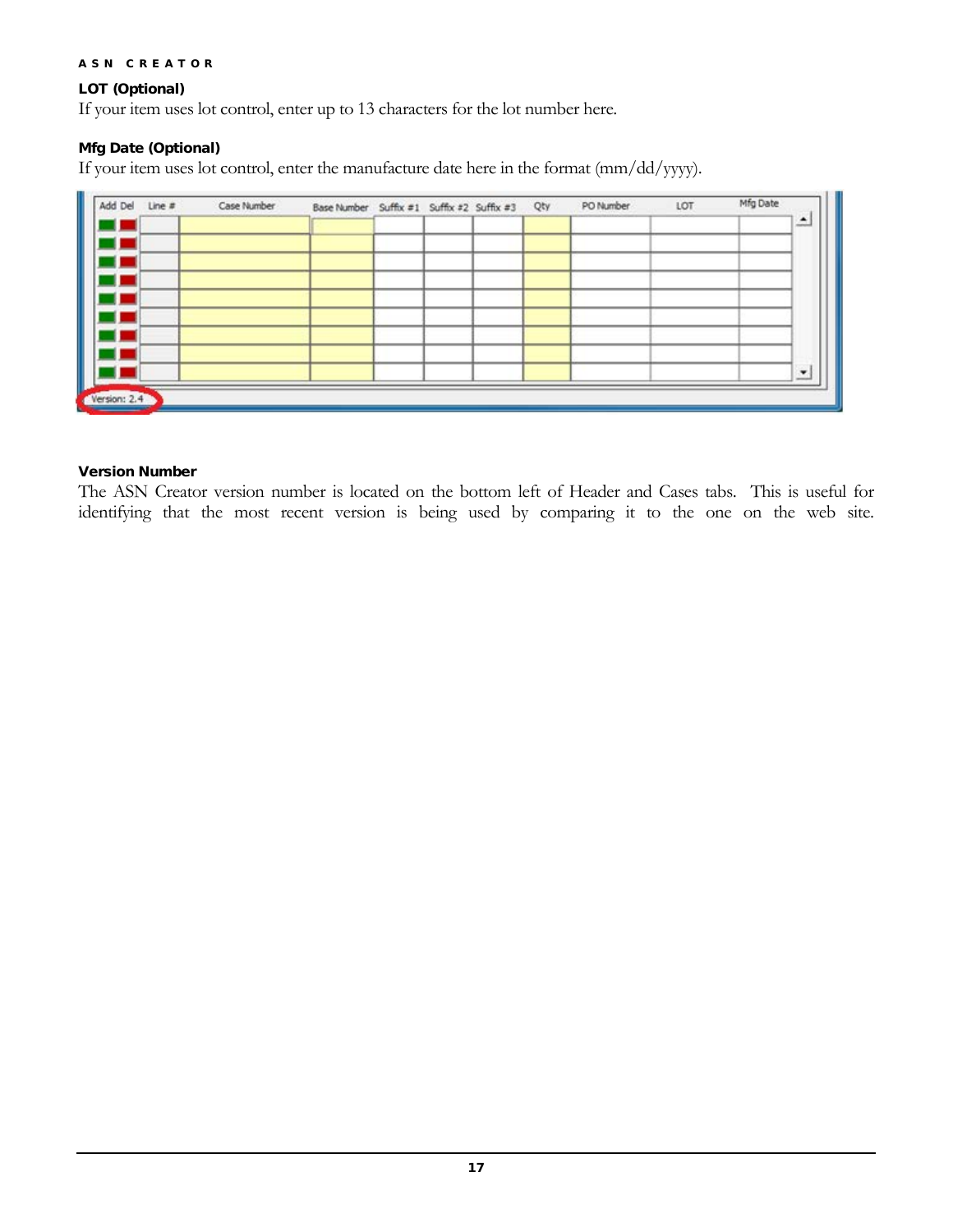### LOT (Optional)

If your item uses lot control, enter up to 13 characters for the lot number here.

### Mfg Date (Optional)

If your item uses lot control, enter the manufacture date here in the format (mm/dd/yyyy).

### Version Number

The ASN Creator version number is located on the bottom left of Header and Cases tabs. This is useful for identifying that the most recent version is being used by comparing it to the one on the web site.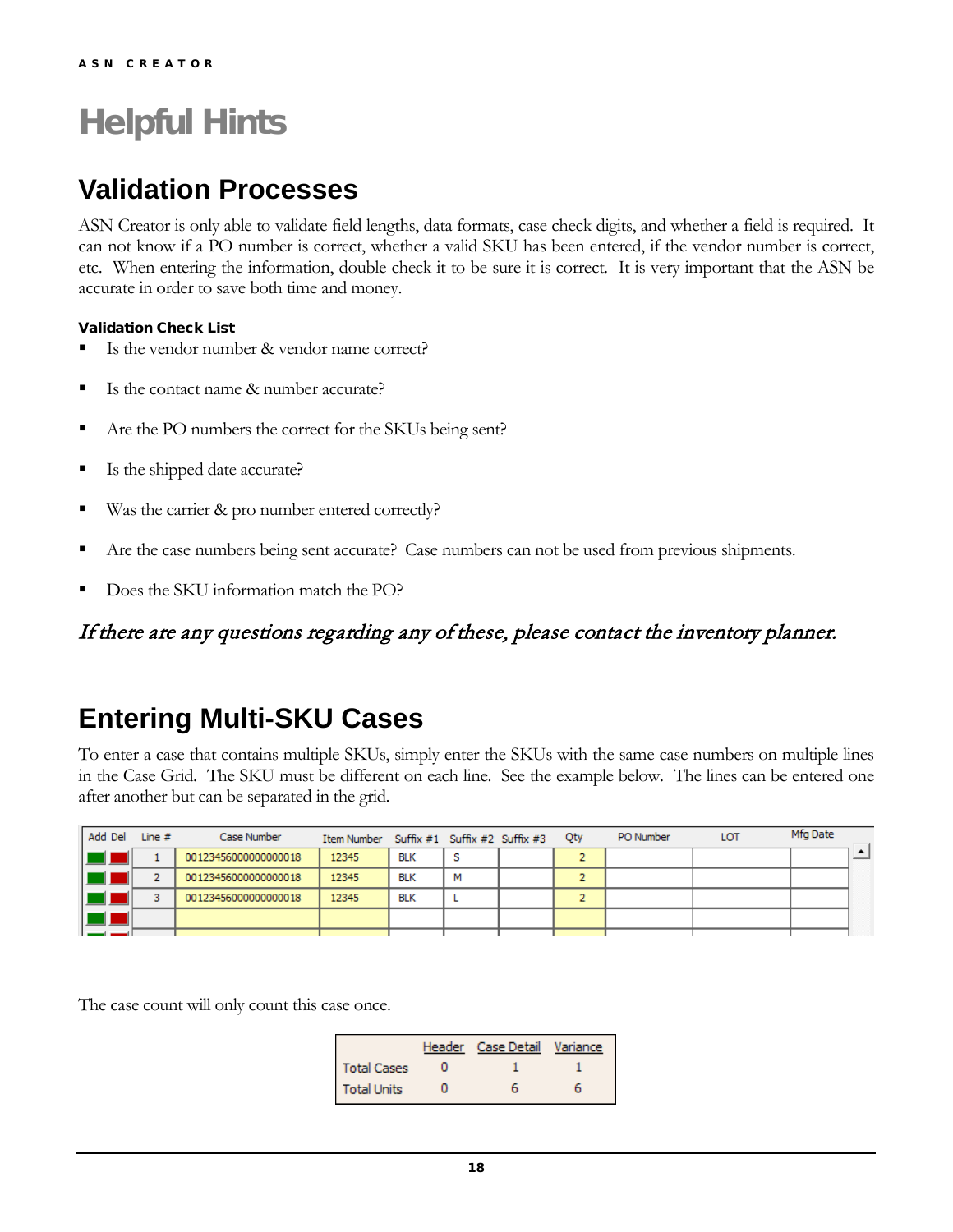# Helpful Hints

## Validation Processes

ASN Creator is only able to validate field lengths, data formats, case check digits, and whether a field is required. It can not know if a PO number is correct, whether a valid SKU has been entered, if the vendor number is correct, etc. When entering the information, double check it to be sure it is correct. It is very important that the ASN be accurate in order to save both time and money.

#### Validation Check List

- Is the vendor number & vendor name correct?
- Is the contact name & number accurate?
- Are the PO numbers the correct for the SKUs being sent?
- Is the shipped date accurate?
- Was the carrier & pro number entered correctly?
- Are the case numbers being sent accurate? Case numbers can not be used from previous shipments.
- Does the SKU information match the PO?

### *If there are any questions regarding any of these, please contact the inventory planner.*

## Entering Multi-SKU Cases

To enter a case that contains multiple SKUs, simply enter the SKUs with the same case numbers on multiple lines in the Case Grid. The SKU must be different on each line. See the example below. The lines can be entered one after another but can be separated in the grid.

| Add | Del | Line # | Case Number | Item Number | Suffix #1 | Suffix #2 | Suffix #3 | Qty | PO Number | LOT | Mfg Date |
|---|---|---|---|---|---|---|---|---|---|---|---|
| | | 1 | 00123456000000000018 | 12345 | BLK | S | | 2 | | | |
| | | 2 | 00123456000000000018 | 12345 | BLK | M | | 2 | | | |
| | | 3 | 00123456000000000018 | 12345 | BLK | L | | 2 | | | |
| | | | | | | | | | | | |

The case count will only count this case once.

| | Header | Case Detail | Variance |
|---|---|---|---|
| Total Cases | 0 | 1 | 1 |
| Total Units | 0 | 6 | 6 |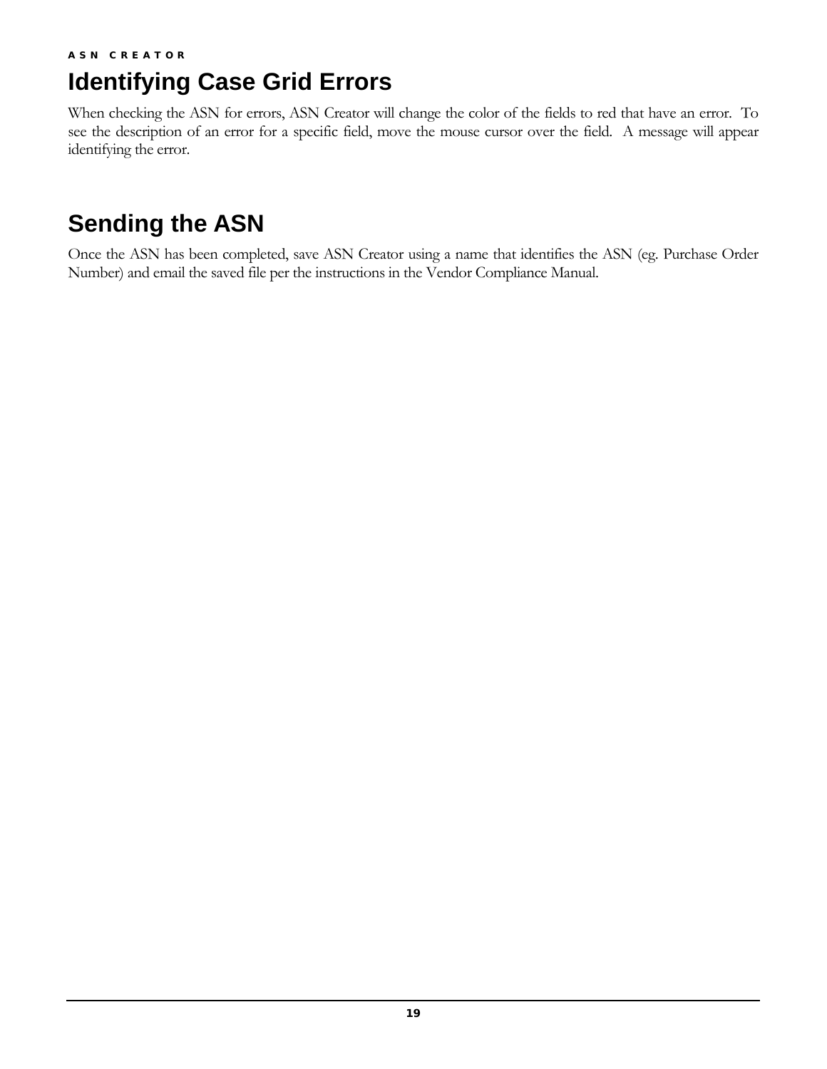## Identifying Case Grid Errors

When checking the ASN for errors, ASN Creator will change the color of the fields to red that have an error. To see the description of an error for a specific field, move the mouse cursor over the field. A message will appear identifying the error.

## Sending the ASN

Once the ASN has been completed, save ASN Creator using a name that identifies the ASN (eg. Purchase Order Number) and email the saved file per the instructions in the Vendor Compliance Manual.